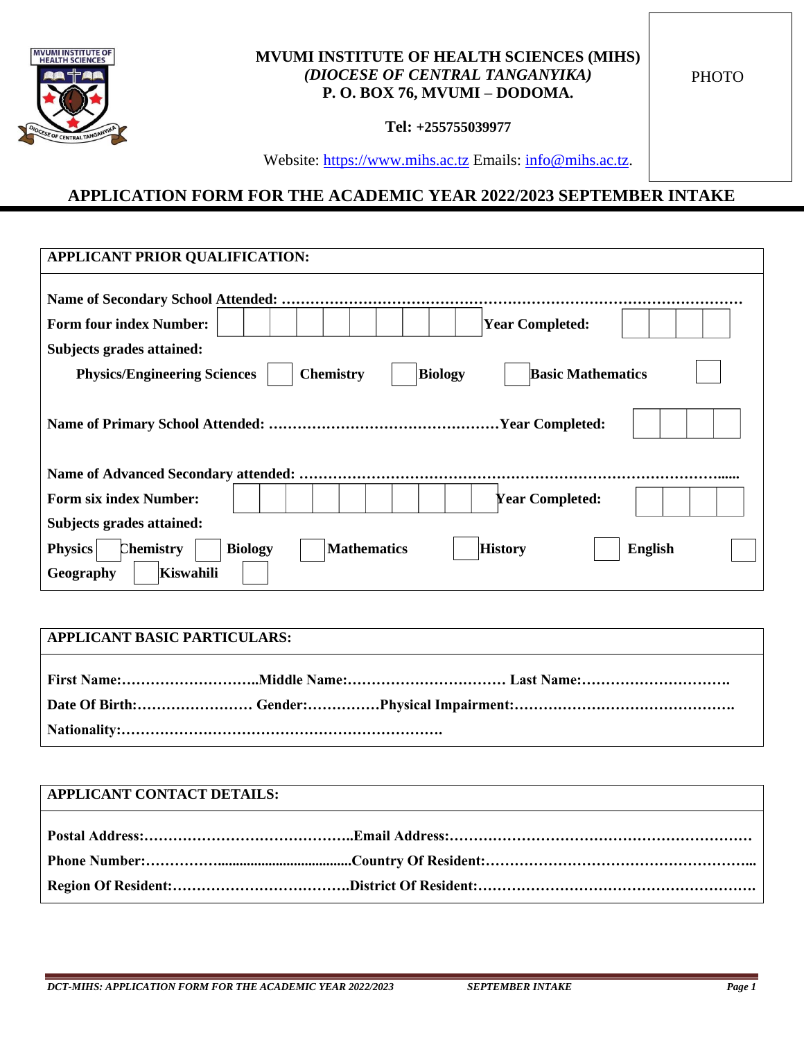**MVUMI INSTITUTE OF HEALTH SCIENCES (MIHS)**
***(DIOCESE OF CENTRAL TANGANYIKA)***
**P. O. BOX 76, MVUMI – DODOMA.**

**Tel: +255755039977**

Website: https://www.mihs.ac.tz Emails: info@mihs.ac.tz.

PHOTO

# APPLICATION FORM FOR THE ACADEMIC YEAR 2022/2023 SEPTEMBER INTAKE

## APPLICANT PRIOR QUALIFICATION:

**Name of Secondary School Attended:** ……………………………………………………………………………………

**Form four index Number:** | | | | | | | | | | **Year Completed:** | | | | |

**Subjects grades attained:**

**Physics/Engineering Sciences** [ ] **Chemistry** [ ] **Biology** [ ] **Basic Mathematics** [ ]

**Name of Primary School Attended:** …………………………………………**Year Completed:** | | | | |

**Name of Advanced Secondary attended:** …………………………………………………………………………......

**Form six index Number:** | | | | | | | | | | **Year Completed:** | | | | |

**Subjects grades attained:**

**Physics** [ ] **Chemistry** [ ] **Biology** [ ] **Mathematics** [ ] **History** [ ] **English** [ ]

**Geography** [ ] **Kiswahili** [ ]

## APPLICANT BASIC PARTICULARS:

**First Name:**………………………..**Middle Name:**…………………………… **Last Name:**………………………….

**Date Of Birth:**…………………… **Gender:**……………**Physical Impairment:**……………………………………….

**Nationality:**………………………………………………………….

## APPLICANT CONTACT DETAILS:

**Postal Address:**……………………………………..**Email Address:**………………………………………………………

**Phone Number:**……………......................................**Country Of Resident:**………………………………………………...

**Region Of Resident:**……………………………….**District Of Resident:**………………………………………………….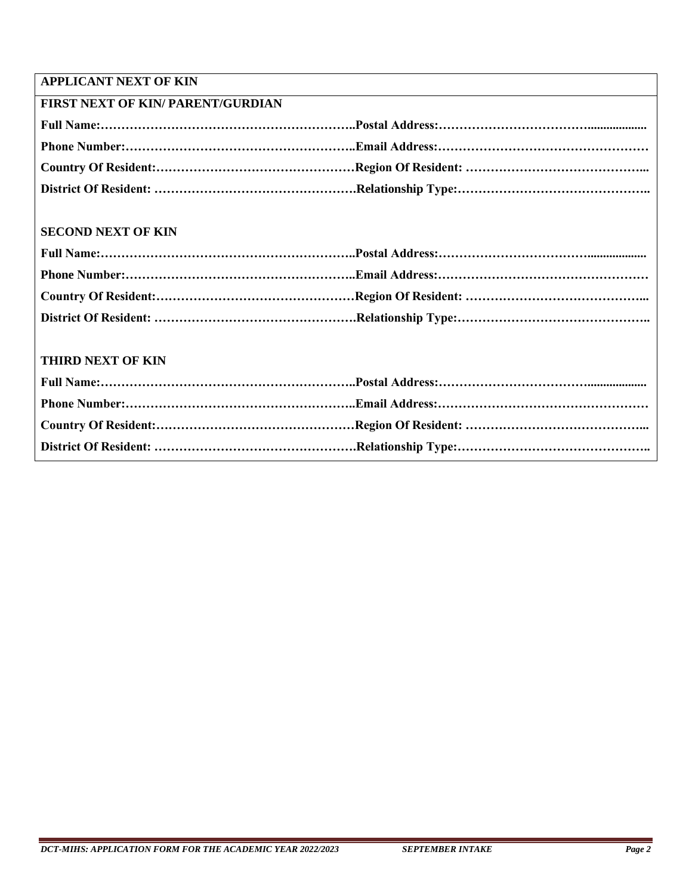## APPLICANT NEXT OF KIN

### FIRST NEXT OF KIN/ PARENT/GURDIAN

**Full Name:……………………………………………………..Postal Address:……………………………….................**

**Phone Number:………………………………………………..Email Address:……………………………………………**

**Country Of Resident:………………………………………Region Of Resident: ……………………………………...**

**District Of Resident: ………………………………………….Relationship Type:………………………………………..**

### SECOND NEXT OF KIN

**Full Name:……………………………………………………..Postal Address:……………………………….................**

**Phone Number:………………………………………………..Email Address:……………………………………………**

**Country Of Resident:………………………………………Region Of Resident: ……………………………………...**

**District Of Resident: ………………………………………….Relationship Type:………………………………………..**

### THIRD NEXT OF KIN

**Full Name:……………………………………………………..Postal Address:……………………………….................**

**Phone Number:………………………………………………..Email Address:……………………………………………**

**Country Of Resident:………………………………………Region Of Resident: ……………………………………...**

**District Of Resident: ………………………………………….Relationship Type:………………………………………..**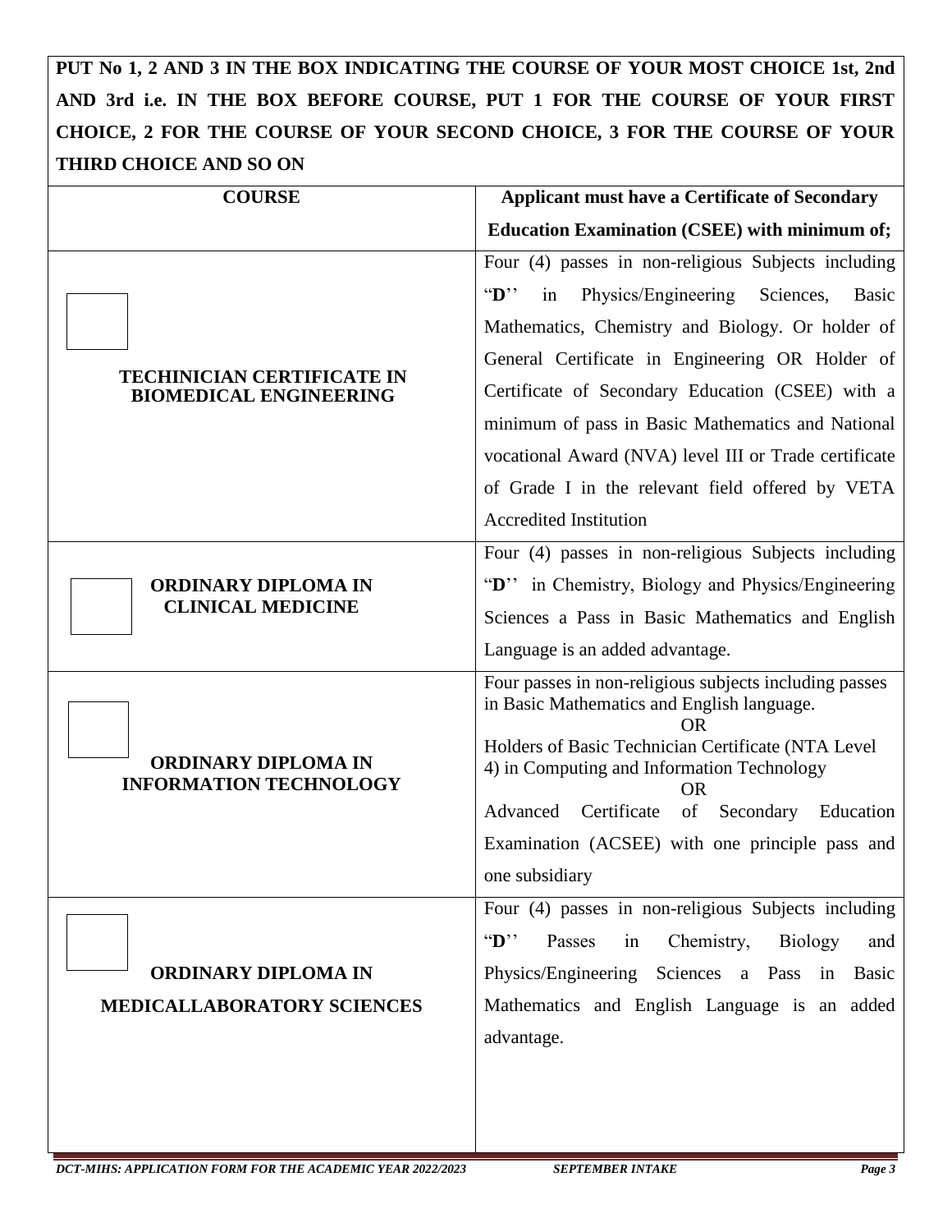**PUT No 1, 2 AND 3 IN THE BOX INDICATING THE COURSE OF YOUR MOST CHOICE 1st, 2nd AND 3rd i.e. IN THE BOX BEFORE COURSE, PUT 1 FOR THE COURSE OF YOUR FIRST CHOICE, 2 FOR THE COURSE OF YOUR SECOND CHOICE, 3 FOR THE COURSE OF YOUR THIRD CHOICE AND SO ON**

| COURSE | Applicant must have a Certificate of Secondary Education Examination (CSEE) with minimum of; |
|---|---|
| ☐ **TECHINICIAN CERTIFICATE IN BIOMEDICAL ENGINEERING** | Four (4) passes in non-religious Subjects including "**D**'' in Physics/Engineering Sciences, Basic Mathematics, Chemistry and Biology. Or holder of General Certificate in Engineering OR Holder of Certificate of Secondary Education (CSEE) with a minimum of pass in Basic Mathematics and National vocational Award (NVA) level III or Trade certificate of Grade I in the relevant field offered by VETA Accredited Institution |
| ☐ **ORDINARY DIPLOMA IN CLINICAL MEDICINE** | Four (4) passes in non-religious Subjects including "**D**'' in Chemistry, Biology and Physics/Engineering Sciences a Pass in Basic Mathematics and English Language is an added advantage. |
| ☐ **ORDINARY DIPLOMA IN INFORMATION TECHNOLOGY** | Four passes in non-religious subjects including passes in Basic Mathematics and English language. OR Holders of Basic Technician Certificate (NTA Level 4) in Computing and Information Technology OR Advanced Certificate of Secondary Education Examination (ACSEE) with one principle pass and one subsidiary |
| ☐ **ORDINARY DIPLOMA IN MEDICALLABORATORY SCIENCES** | Four (4) passes in non-religious Subjects including "**D**'' Passes in Chemistry, Biology and Physics/Engineering Sciences a Pass in Basic Mathematics and English Language is an added advantage. |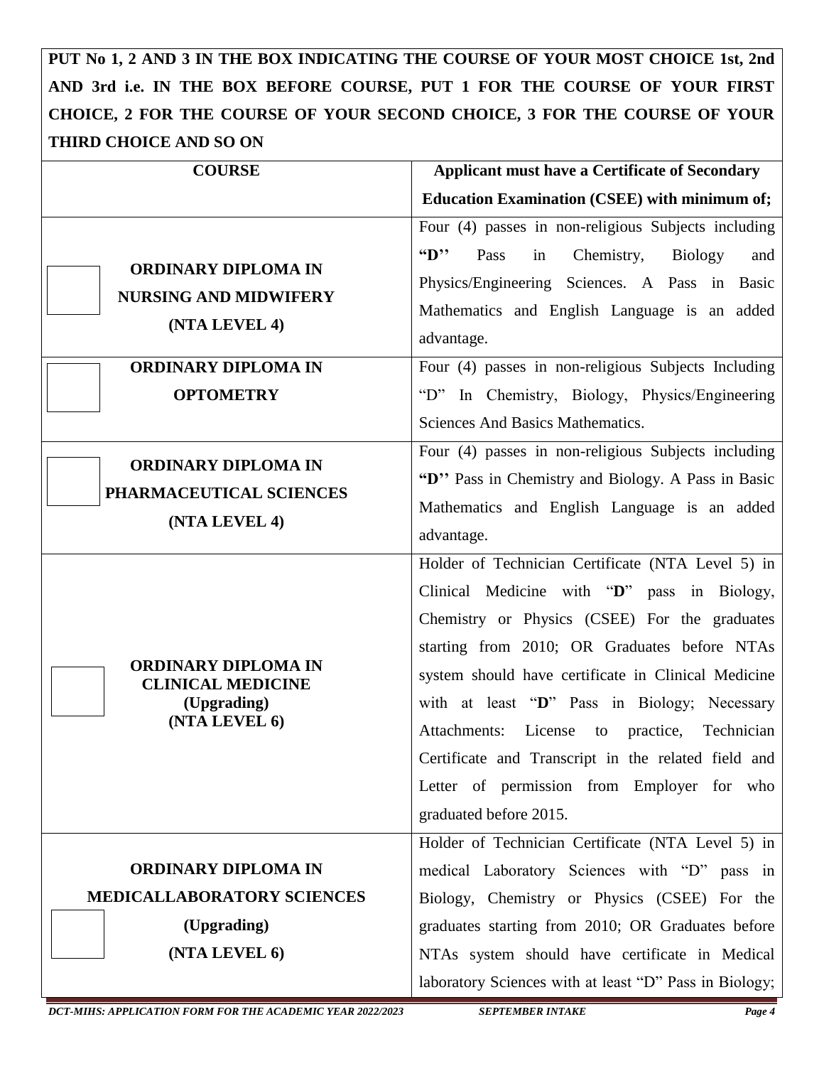**PUT No 1, 2 AND 3 IN THE BOX INDICATING THE COURSE OF YOUR MOST CHOICE 1st, 2nd AND 3rd i.e. IN THE BOX BEFORE COURSE, PUT 1 FOR THE COURSE OF YOUR FIRST CHOICE, 2 FOR THE COURSE OF YOUR SECOND CHOICE, 3 FOR THE COURSE OF YOUR THIRD CHOICE AND SO ON**

| COURSE | Applicant must have a Certificate of Secondary Education Examination (CSEE) with minimum of; |
|---|---|
| ☐ **ORDINARY DIPLOMA IN NURSING AND MIDWIFERY (NTA LEVEL 4)** | Four (4) passes in non-religious Subjects including **"D''** Pass in Chemistry, Biology and Physics/Engineering Sciences. A Pass in Basic Mathematics and English Language is an added advantage. |
| ☐ **ORDINARY DIPLOMA IN OPTOMETRY** | Four (4) passes in non-religious Subjects Including "D" In Chemistry, Biology, Physics/Engineering Sciences And Basics Mathematics. |
| ☐ **ORDINARY DIPLOMA IN PHARMACEUTICAL SCIENCES (NTA LEVEL 4)** | Four (4) passes in non-religious Subjects including **"D''** Pass in Chemistry and Biology. A Pass in Basic Mathematics and English Language is an added advantage. |
| ☐ **ORDINARY DIPLOMA IN CLINICAL MEDICINE (Upgrading) (NTA LEVEL 6)** | Holder of Technician Certificate (NTA Level 5) in Clinical Medicine with "**D**" pass in Biology, Chemistry or Physics (CSEE) For the graduates starting from 2010; OR Graduates before NTAs system should have certificate in Clinical Medicine with at least "**D**" Pass in Biology; Necessary Attachments: License to practice, Technician Certificate and Transcript in the related field and Letter of permission from Employer for who graduated before 2015. |
| ☐ **ORDINARY DIPLOMA IN MEDICALLABORATORY SCIENCES (Upgrading) (NTA LEVEL 6)** | Holder of Technician Certificate (NTA Level 5) in medical Laboratory Sciences with "D" pass in Biology, Chemistry or Physics (CSEE) For the graduates starting from 2010; OR Graduates before NTAs system should have certificate in Medical laboratory Sciences with at least "D" Pass in Biology; |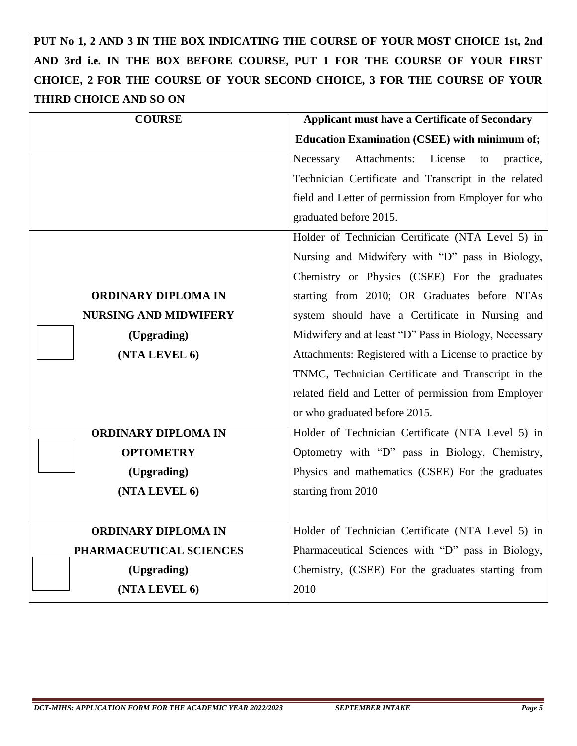**PUT No 1, 2 AND 3 IN THE BOX INDICATING THE COURSE OF YOUR MOST CHOICE 1st, 2nd AND 3rd i.e. IN THE BOX BEFORE COURSE, PUT 1 FOR THE COURSE OF YOUR FIRST CHOICE, 2 FOR THE COURSE OF YOUR SECOND CHOICE, 3 FOR THE COURSE OF YOUR THIRD CHOICE AND SO ON**

| COURSE | Applicant must have a Certificate of Secondary Education Examination (CSEE) with minimum of; |
|---|---|
| | Necessary Attachments: License to practice, Technician Certificate and Transcript in the related field and Letter of permission from Employer for who graduated before 2015. |
| ☐ **ORDINARY DIPLOMA IN NURSING AND MIDWIFERY (Upgrading) (NTA LEVEL 6)** | Holder of Technician Certificate (NTA Level 5) in Nursing and Midwifery with "D" pass in Biology, Chemistry or Physics (CSEE) For the graduates starting from 2010; OR Graduates before NTAs system should have a Certificate in Nursing and Midwifery and at least "D" Pass in Biology, Necessary Attachments: Registered with a License to practice by TNMC, Technician Certificate and Transcript in the related field and Letter of permission from Employer or who graduated before 2015. |
| ☐ **ORDINARY DIPLOMA IN OPTOMETRY (Upgrading) (NTA LEVEL 6)** | Holder of Technician Certificate (NTA Level 5) in Optometry with "D" pass in Biology, Chemistry, Physics and mathematics (CSEE) For the graduates starting from 2010 |
| ☐ **ORDINARY DIPLOMA IN PHARMACEUTICAL SCIENCES (Upgrading) (NTA LEVEL 6)** | Holder of Technician Certificate (NTA Level 5) in Pharmaceutical Sciences with "D" pass in Biology, Chemistry, (CSEE) For the graduates starting from 2010 |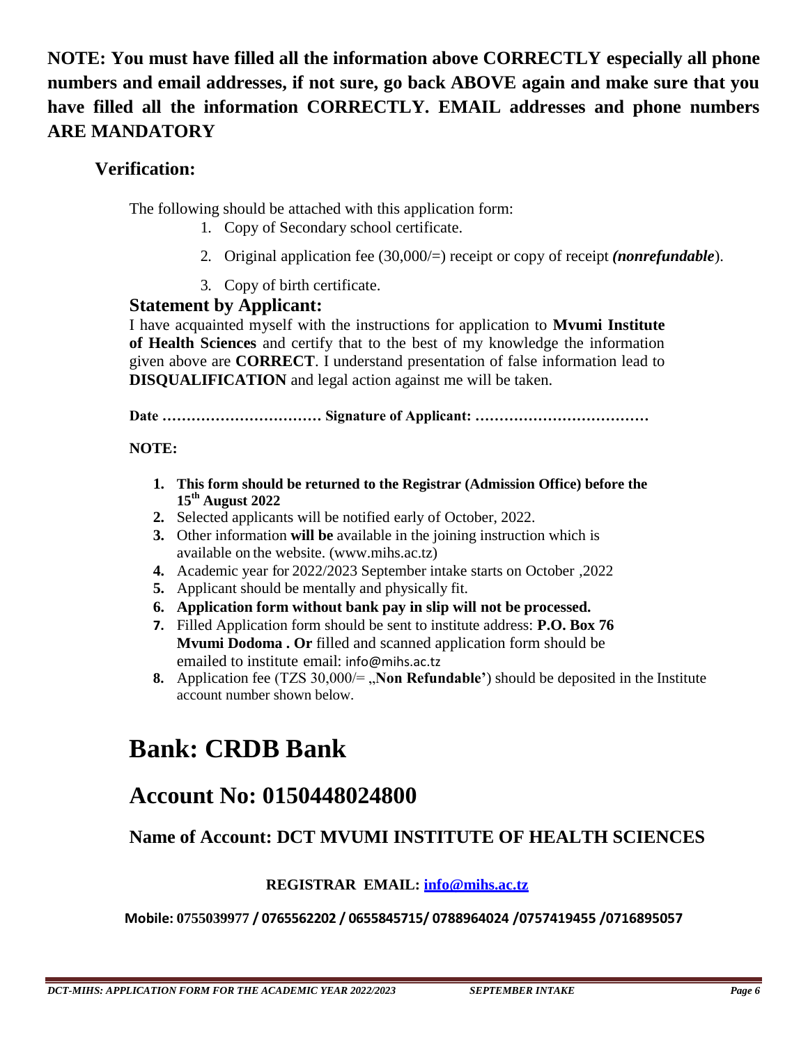**NOTE: You must have filled all the information above CORRECTLY especially all phone numbers and email addresses, if not sure, go back ABOVE again and make sure that you have filled all the information CORRECTLY. EMAIL addresses and phone numbers ARE MANDATORY**

## Verification:

The following should be attached with this application form:

1. Copy of Secondary school certificate.
2. Original application fee (30,000/=) receipt or copy of receipt ***(nonrefundable***).
3. Copy of birth certificate.

### Statement by Applicant:

I have acquainted myself with the instructions for application to **Mvumi Institute of Health Sciences** and certify that to the best of my knowledge the information given above are **CORRECT**. I understand presentation of false information lead to **DISQUALIFICATION** and legal action against me will be taken.

**Date …………………………… Signature of Applicant: ………………………………**

**NOTE:**

1. **This form should be returned to the Registrar (Admission Office) before the 15th August 2022**
2. Selected applicants will be notified early of October, 2022.
3. Other information **will be** available in the joining instruction which is available on the website. (www.mihs.ac.tz)
4. Academic year for 2022/2023 September intake starts on October ,2022
5. Applicant should be mentally and physically fit.
6. **Application form without bank pay in slip will not be processed.**
7. Filled Application form should be sent to institute address: **P.O. Box 76 Mvumi Dodoma . Or** filled and scanned application form should be emailed to institute email: info@mihs.ac.tz
8. Application fee (TZS 30,000/= „**Non Refundable'**) should be deposited in the Institute account number shown below.

# Bank: CRDB Bank

## Account No: 0150448024800

### Name of Account: DCT MVUMI INSTITUTE OF HEALTH SCIENCES

**REGISTRAR EMAIL: info@mihs.ac.tz**

**Mobile: 0755039977 / 0765562202 / 0655845715/ 0788964024 /0757419455 /0716895057**